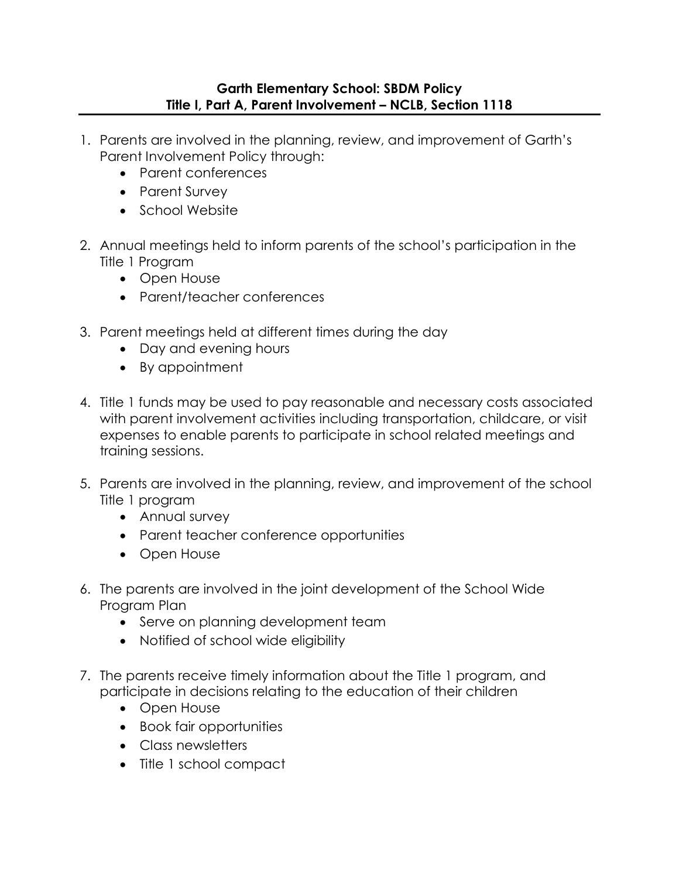**Garth Elementary School: SBDM Policy**
**Title I, Part A, Parent Involvement – NCLB, Section 1118**

1. Parents are involved in the planning, review, and improvement of Garth's Parent Involvement Policy through:
   - Parent conferences
   - Parent Survey
   - School Website

2. Annual meetings held to inform parents of the school's participation in the Title 1 Program
   - Open House
   - Parent/teacher conferences

3. Parent meetings held at different times during the day
   - Day and evening hours
   - By appointment

4. Title 1 funds may be used to pay reasonable and necessary costs associated with parent involvement activities including transportation, childcare, or visit expenses to enable parents to participate in school related meetings and training sessions.

5. Parents are involved in the planning, review, and improvement of the school Title 1 program
   - Annual survey
   - Parent teacher conference opportunities
   - Open House

6. The parents are involved in the joint development of the School Wide Program Plan
   - Serve on planning development team
   - Notified of school wide eligibility

7. The parents receive timely information about the Title 1 program, and participate in decisions relating to the education of their children
   - Open House
   - Book fair opportunities
   - Class newsletters
   - Title 1 school compact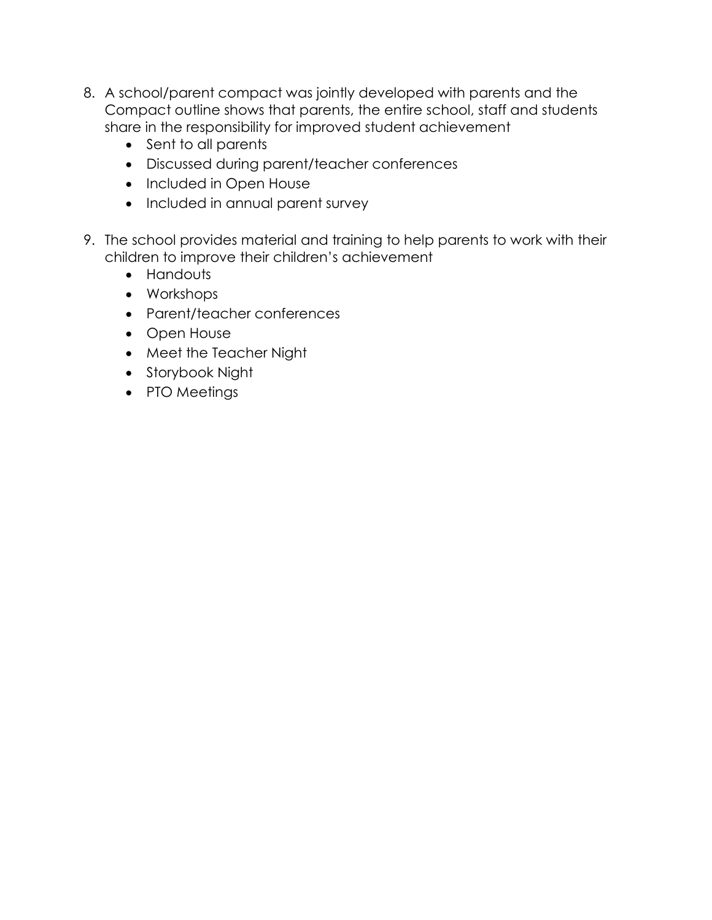8. A school/parent compact was jointly developed with parents and the Compact outline shows that parents, the entire school, staff and students share in the responsibility for improved student achievement
   - Sent to all parents
   - Discussed during parent/teacher conferences
   - Included in Open House
   - Included in annual parent survey

9. The school provides material and training to help parents to work with their children to improve their children's achievement
   - Handouts
   - Workshops
   - Parent/teacher conferences
   - Open House
   - Meet the Teacher Night
   - Storybook Night
   - PTO Meetings